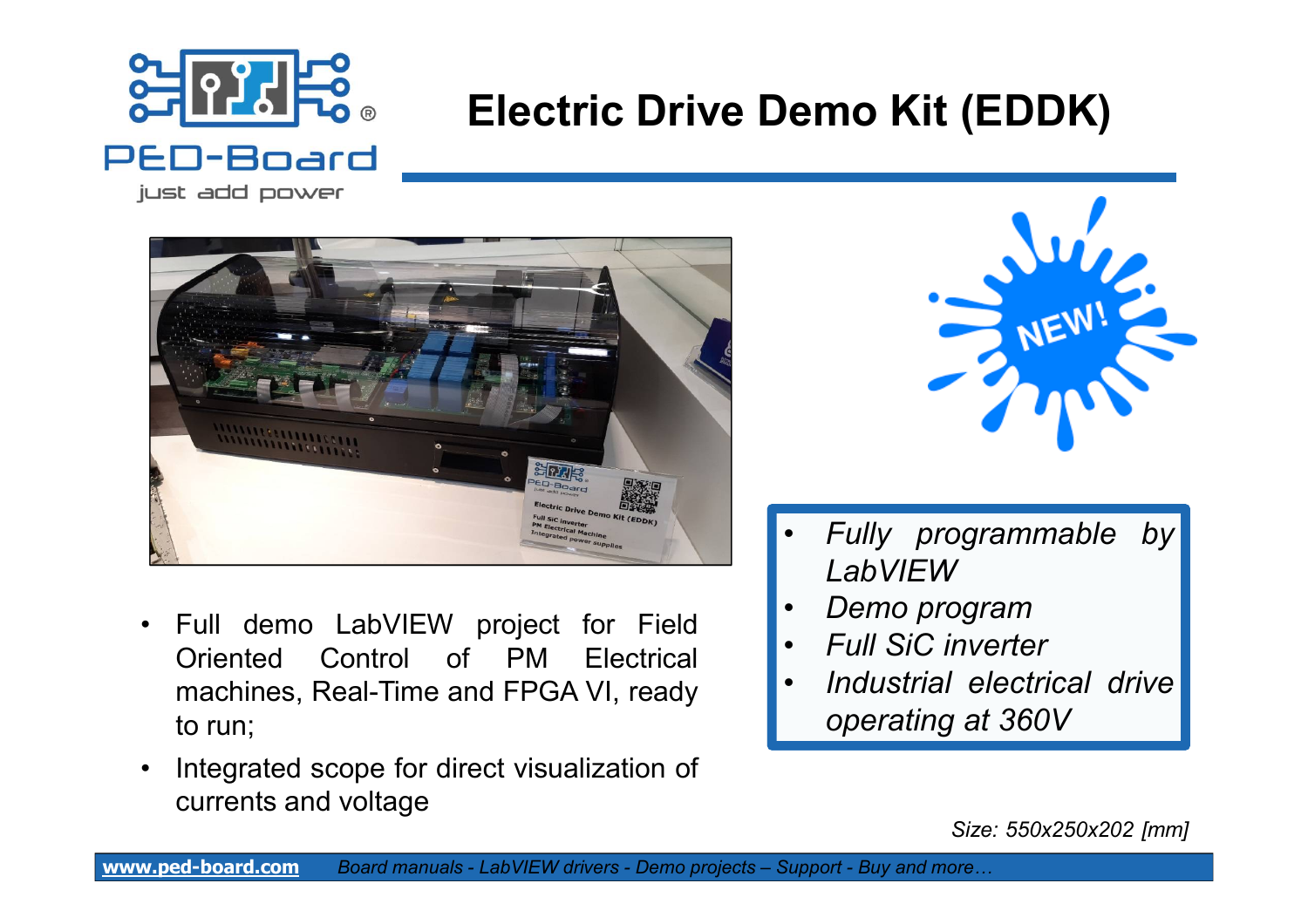# Electric Drive Demo Kit (EDDK)

- Full demo LabVIEW project for Field Oriented Control of PM Electrical machines, Real-Time and FPGA VI, ready to run;
- Integrated scope for direct visualization of currents and voltage

NEW!

- *Fully programmable by LabVIEW*
- *Demo program*
- *Full SiC inverter*
- *Industrial electrical drive operating at 360V*

*Size: 550x250x202 [mm]*

**www.ped-board.com** *Board manuals - LabVIEW drivers - Demo projects – Support - Buy and more…*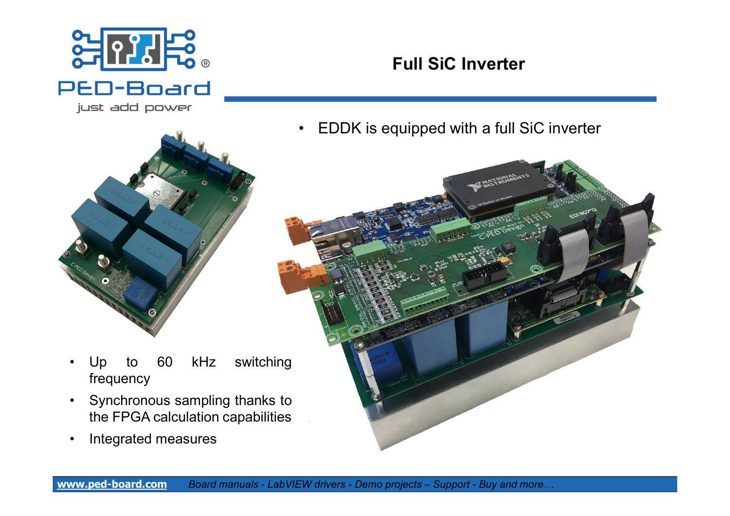# Full SiC Inverter

- EDDK is equipped with a full SiC inverter

- Up to 60 kHz switching frequency
- Synchronous sampling thanks to the FPGA calculation capabilities
- Integrated measures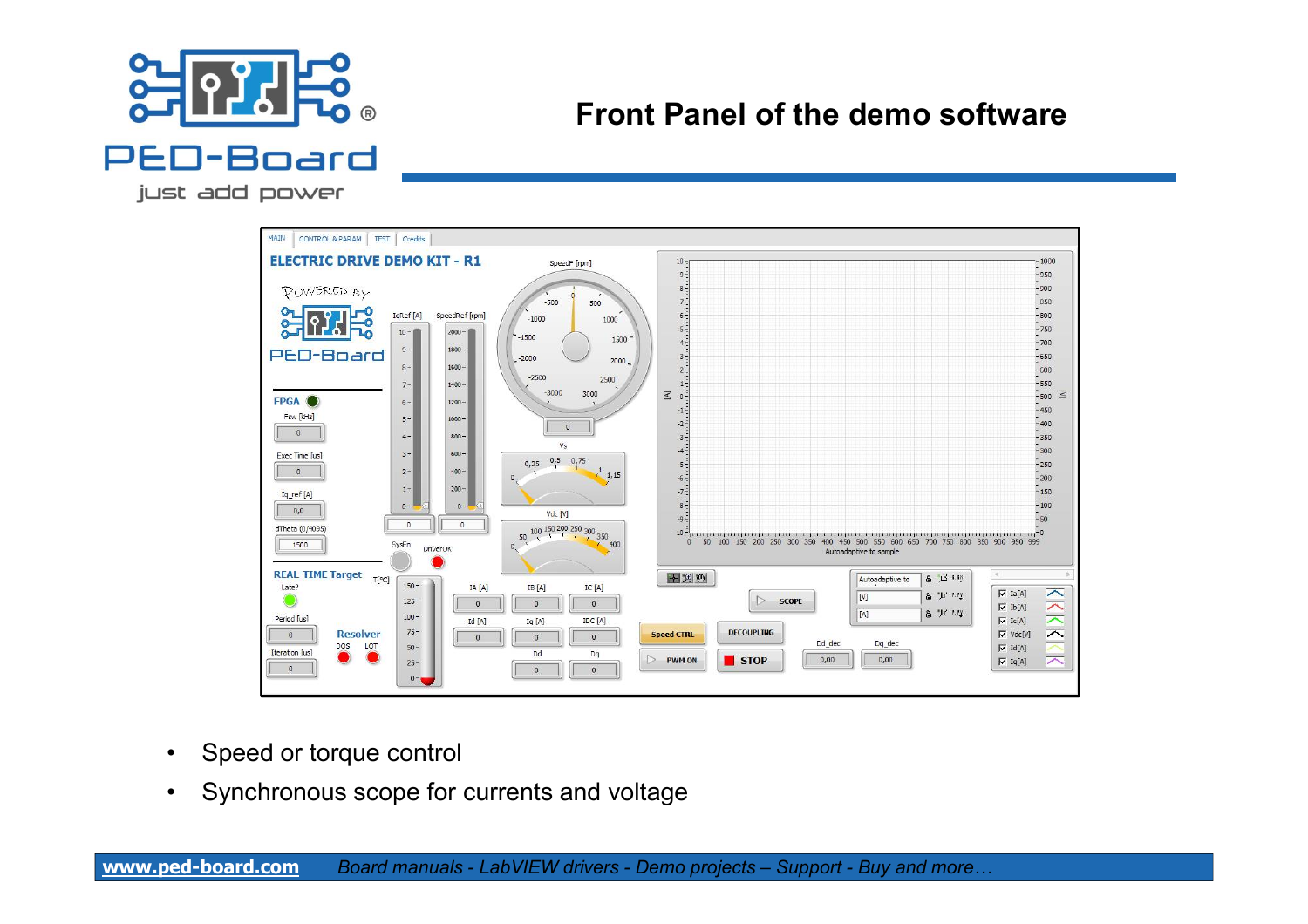# Front Panel of the demo software

- Speed or torque control
- Synchronous scope for currents and voltage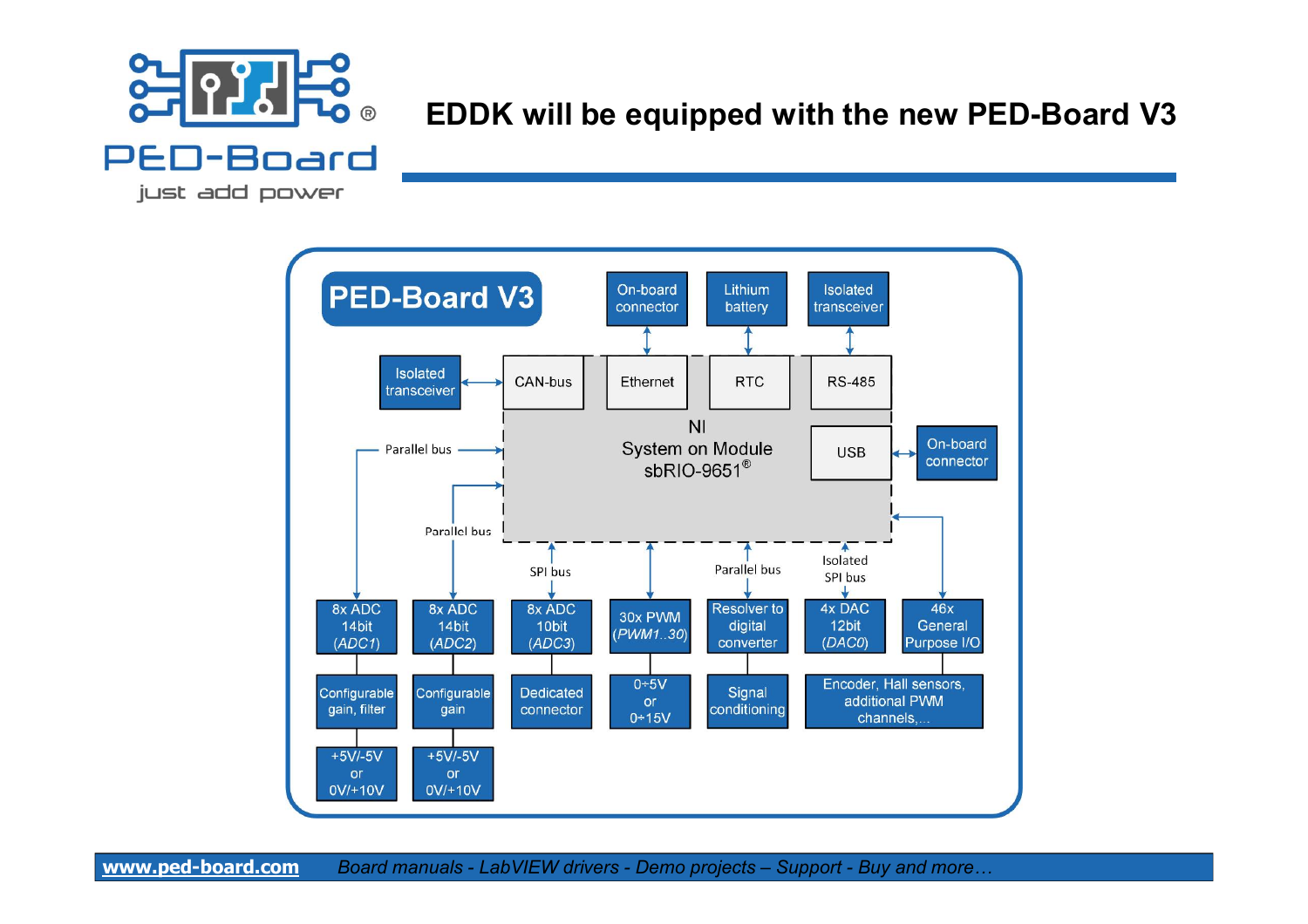# EDDK will be equipped with the new PED-Board V3

## PED-Board V3

- NI System on Module sbRIO-9651®
  - CAN-bus ↔ Isolated transceiver
  - Ethernet ↔ On-board connector
  - RTC ↔ Lithium battery
  - RS-485 ↔ Isolated transceiver
  - USB ↔ On-board connector
- Parallel bus → 8x ADC 14bit (ADC1) → Configurable gain, filter → +5V/-5V or 0V/+10V
- Parallel bus → 8x ADC 14bit (ADC2) → Configurable gain → +5V/-5V or 0V/+10V
- SPI bus → 8x ADC 10bit (ADC3) → Dedicated connector
- 30x PWM (PWM1..30) → 0÷5V or 0÷15V
- Parallel bus → Resolver to digital converter → Signal conditioning
- Isolated SPI bus → 4x DAC 12bit (DAC0)
- 46x General Purpose I/O → Encoder, Hall sensors, additional PWM channels,…

**www.ped-board.com** *Board manuals - LabVIEW drivers - Demo projects – Support - Buy and more…*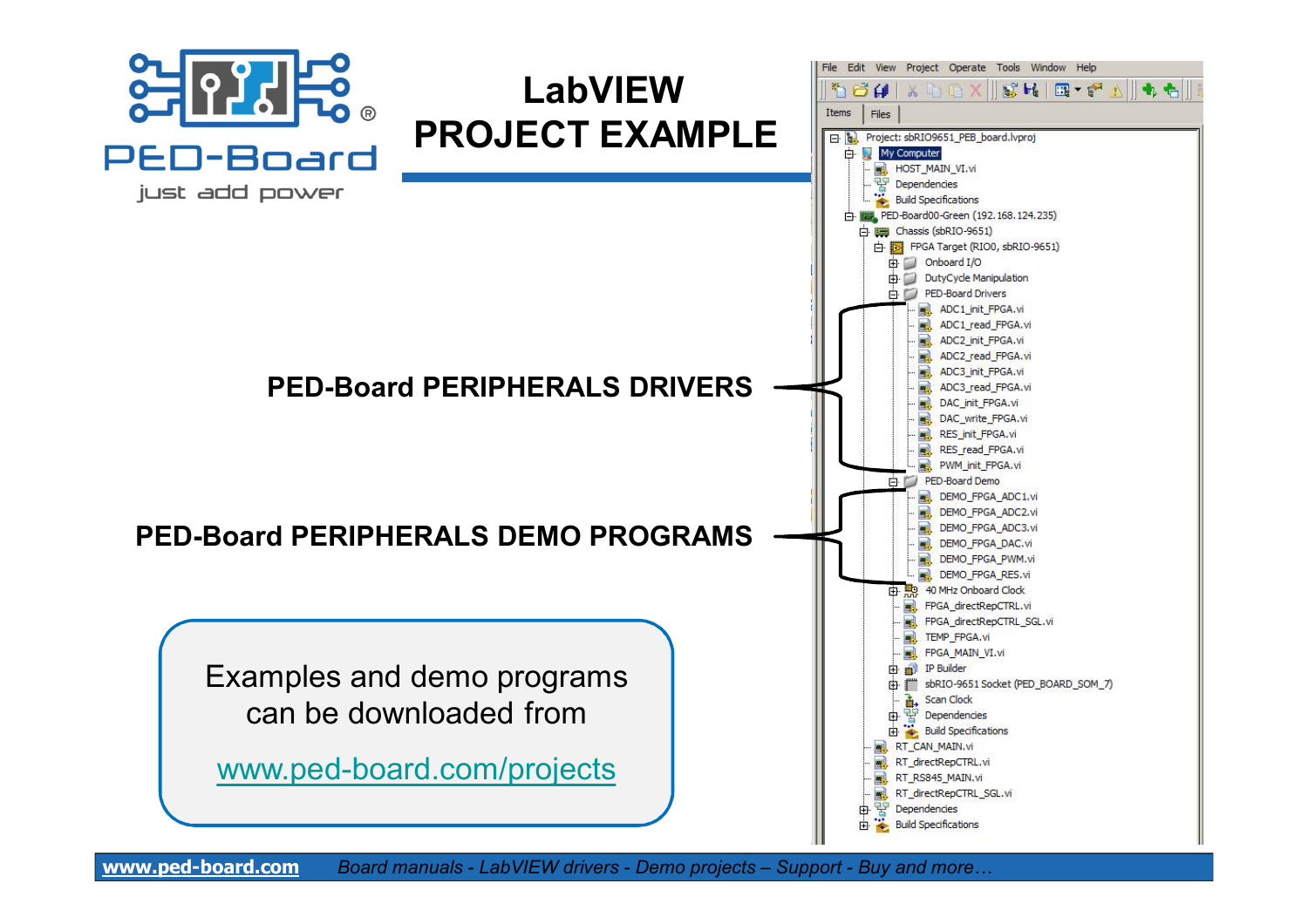PED-Board

just add power

# LabVIEW PROJECT EXAMPLE

**PED-Board PERIPHERALS DRIVERS**

**PED-Board PERIPHERALS DEMO PROGRAMS**

File Edit View Project Operate Tools Window Help

Items | Files

- Project: sbRIO9651_PEB_board.lvproj
  - My Computer
    - HOST_MAIN_VI.vi
    - Dependencies
    - Build Specifications
  - PED-Board00-Green (192.168.124.235)
    - Chassis (sbRIO-9651)
      - FPGA Target (RIO0, sbRIO-9651)
        - Onboard I/O
        - DutyCycle Manipulation
        - PED-Board Drivers
          - ADC1_init_FPGA.vi
          - ADC1_read_FPGA.vi
          - ADC2_init_FPGA.vi
          - ADC2_read_FPGA.vi
          - ADC3_init_FPGA.vi
          - ADC3_read_FPGA.vi
          - DAC_init_FPGA.vi
          - DAC_write_FPGA.vi
          - RES_init_FPGA.vi
          - RES_read_FPGA.vi
          - PWM_init_FPGA.vi
        - PED-Board Demo
          - DEMO_FPGA_ADC1.vi
          - DEMO_FPGA_ADC2.vi
          - DEMO_FPGA_ADC3.vi
          - DEMO_FPGA_DAC.vi
          - DEMO_FPGA_PWM.vi
          - DEMO_FPGA_RES.vi
        - 40 MHz Onboard Clock
        - FPGA_directRepCTRL.vi
        - FPGA_directRepCTRL_SGL.vi
        - TEMP_FPGA.vi
        - FPGA_MAIN_VI.vi
        - IP Builder
        - sbRIO-9651 Socket (PED_BOARD_SOM_7)
        - Scan Clock
        - Dependencies
        - Build Specifications
    - RT_CAN_MAIN.vi
    - RT_directRepCTRL.vi
    - RT_RS845_MAIN.vi
    - RT_directRepCTRL_SGL.vi
    - Dependencies
    - Build Specifications

Examples and demo programs can be downloaded from

www.ped-board.com/projects

**www.ped-board.com** *Board manuals - LabVIEW drivers - Demo projects – Support - Buy and more…*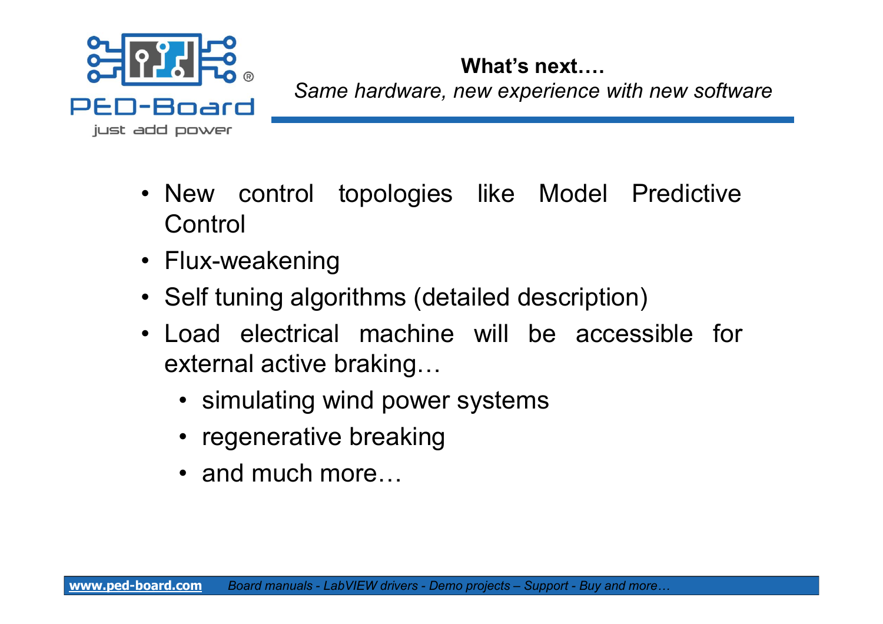**What's next….**

*Same hardware, new experience with new software*

- New control topologies like Model Predictive Control
- Flux-weakening
- Self tuning algorithms (detailed description)
- Load electrical machine will be accessible for external active braking…
  - simulating wind power systems
  - regenerative breaking
  - and much more…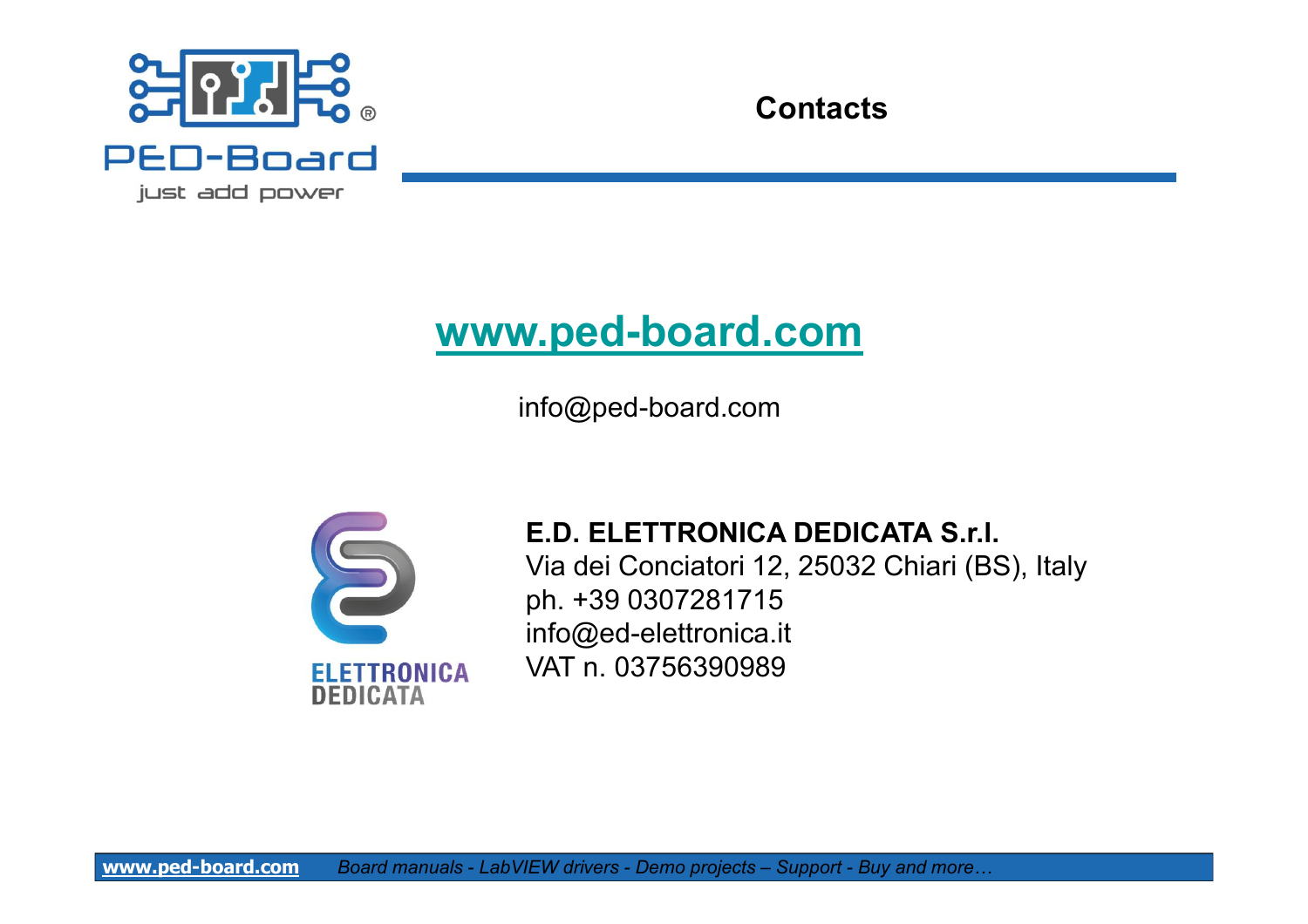# Contacts

**www.ped-board.com**

info@ped-board.com

**E.D. ELETTRONICA DEDICATA S.r.l.**
Via dei Conciatori 12, 25032 Chiari (BS), Italy
ph. +39 0307281715
info@ed-elettronica.it
VAT n. 03756390989